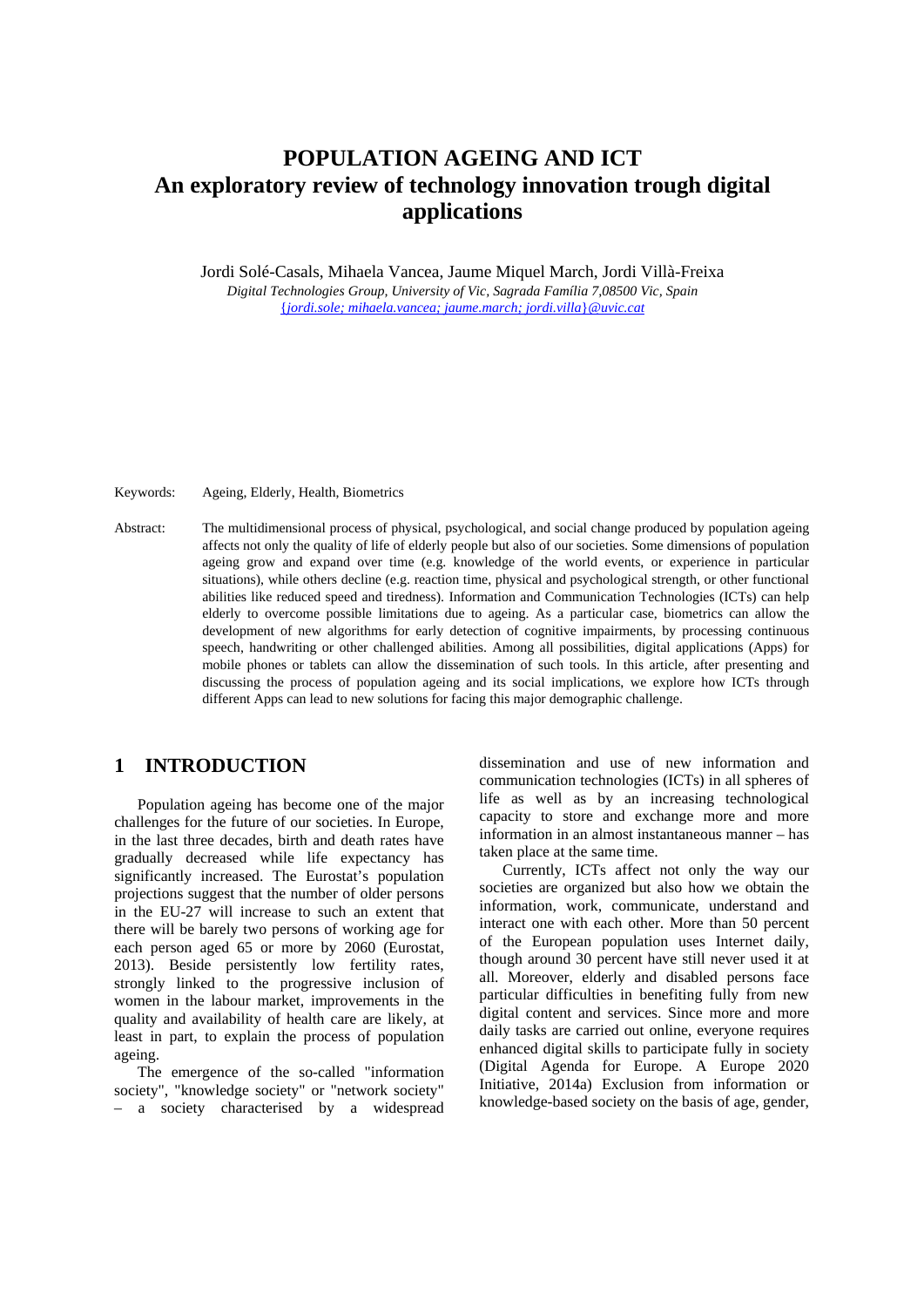# POPULATION AGEING AND ICT
## An exploratory review of technology innovation trough digital applications

Jordi Solé-Casals, Mihaela Vancea, Jaume Miquel March, Jordi Villà-Freixa

*Digital Technologies Group, University of Vic, Sagrada Família 7,08500 Vic, Spain*

{jordi.sole; mihaela.vancea; jaume.march; jordi.villa}@uvic.cat

Keywords: Ageing, Elderly, Health, Biometrics

Abstract: The multidimensional process of physical, psychological, and social change produced by population ageing affects not only the quality of life of elderly people but also of our societies. Some dimensions of population ageing grow and expand over time (e.g. knowledge of the world events, or experience in particular situations), while others decline (e.g. reaction time, physical and psychological strength, or other functional abilities like reduced speed and tiredness). Information and Communication Technologies (ICTs) can help elderly to overcome possible limitations due to ageing. As a particular case, biometrics can allow the development of new algorithms for early detection of cognitive impairments, by processing continuous speech, handwriting or other challenged abilities. Among all possibilities, digital applications (Apps) for mobile phones or tablets can allow the dissemination of such tools. In this article, after presenting and discussing the process of population ageing and its social implications, we explore how ICTs through different Apps can lead to new solutions for facing this major demographic challenge.

## 1 INTRODUCTION

Population ageing has become one of the major challenges for the future of our societies. In Europe, in the last three decades, birth and death rates have gradually decreased while life expectancy has significantly increased. The Eurostat's population projections suggest that the number of older persons in the EU-27 will increase to such an extent that there will be barely two persons of working age for each person aged 65 or more by 2060 (Eurostat, 2013). Beside persistently low fertility rates, strongly linked to the progressive inclusion of women in the labour market, improvements in the quality and availability of health care are likely, at least in part, to explain the process of population ageing.

The emergence of the so-called "information society", "knowledge society" or "network society" – a society characterised by a widespread dissemination and use of new information and communication technologies (ICTs) in all spheres of life as well as by an increasing technological capacity to store and exchange more and more information in an almost instantaneous manner – has taken place at the same time.

Currently, ICTs affect not only the way our societies are organized but also how we obtain the information, work, communicate, understand and interact one with each other. More than 50 percent of the European population uses Internet daily, though around 30 percent have still never used it at all. Moreover, elderly and disabled persons face particular difficulties in benefiting fully from new digital content and services. Since more and more daily tasks are carried out online, everyone requires enhanced digital skills to participate fully in society (Digital Agenda for Europe. A Europe 2020 Initiative, 2014a) Exclusion from information or knowledge-based society on the basis of age, gender,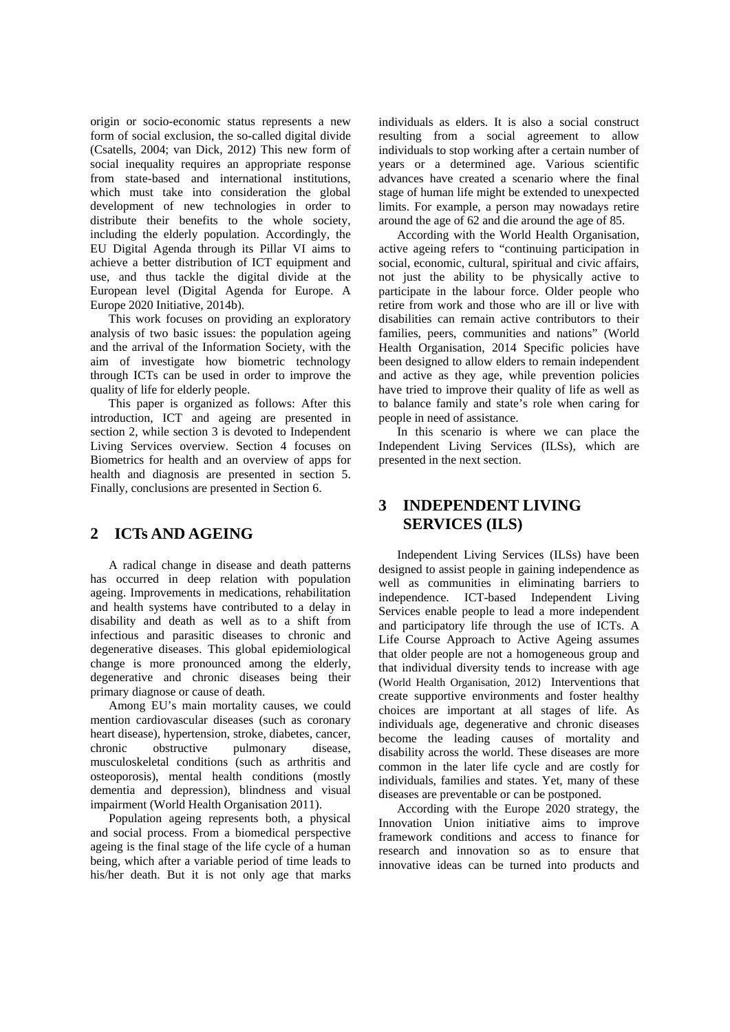origin or socio-economic status represents a new form of social exclusion, the so-called digital divide (Csatells, 2004; van Dick, 2012) This new form of social inequality requires an appropriate response from state-based and international institutions, which must take into consideration the global development of new technologies in order to distribute their benefits to the whole society, including the elderly population. Accordingly, the EU Digital Agenda through its Pillar VI aims to achieve a better distribution of ICT equipment and use, and thus tackle the digital divide at the European level (Digital Agenda for Europe. A Europe 2020 Initiative, 2014b).

This work focuses on providing an exploratory analysis of two basic issues: the population ageing and the arrival of the Information Society, with the aim of investigate how biometric technology through ICTs can be used in order to improve the quality of life for elderly people.

This paper is organized as follows: After this introduction, ICT and ageing are presented in section 2, while section 3 is devoted to Independent Living Services overview. Section 4 focuses on Biometrics for health and an overview of apps for health and diagnosis are presented in section 5. Finally, conclusions are presented in Section 6.

## 2 ICTs AND AGEING

A radical change in disease and death patterns has occurred in deep relation with population ageing. Improvements in medications, rehabilitation and health systems have contributed to a delay in disability and death as well as to a shift from infectious and parasitic diseases to chronic and degenerative diseases. This global epidemiological change is more pronounced among the elderly, degenerative and chronic diseases being their primary diagnose or cause of death.

Among EU's main mortality causes, we could mention cardiovascular diseases (such as coronary heart disease), hypertension, stroke, diabetes, cancer, chronic obstructive pulmonary disease, musculoskeletal conditions (such as arthritis and osteoporosis), mental health conditions (mostly dementia and depression), blindness and visual impairment (World Health Organisation 2011).

Population ageing represents both, a physical and social process. From a biomedical perspective ageing is the final stage of the life cycle of a human being, which after a variable period of time leads to his/her death. But it is not only age that marks individuals as elders. It is also a social construct resulting from a social agreement to allow individuals to stop working after a certain number of years or a determined age. Various scientific advances have created a scenario where the final stage of human life might be extended to unexpected limits. For example, a person may nowadays retire around the age of 62 and die around the age of 85.

According with the World Health Organisation, active ageing refers to "continuing participation in social, economic, cultural, spiritual and civic affairs, not just the ability to be physically active to participate in the labour force. Older people who retire from work and those who are ill or live with disabilities can remain active contributors to their families, peers, communities and nations" (World Health Organisation, 2014 Specific policies have been designed to allow elders to remain independent and active as they age, while prevention policies have tried to improve their quality of life as well as to balance family and state's role when caring for people in need of assistance.

In this scenario is where we can place the Independent Living Services (ILSs), which are presented in the next section.

## 3 INDEPENDENT LIVING SERVICES (ILS)

Independent Living Services (ILSs) have been designed to assist people in gaining independence as well as communities in eliminating barriers to independence. ICT-based Independent Living Services enable people to lead a more independent and participatory life through the use of ICTs. A Life Course Approach to Active Ageing assumes that older people are not a homogeneous group and that individual diversity tends to increase with age (World Health Organisation, 2012) Interventions that create supportive environments and foster healthy choices are important at all stages of life. As individuals age, degenerative and chronic diseases become the leading causes of mortality and disability across the world. These diseases are more common in the later life cycle and are costly for individuals, families and states. Yet, many of these diseases are preventable or can be postponed.

According with the Europe 2020 strategy, the Innovation Union initiative aims to improve framework conditions and access to finance for research and innovation so as to ensure that innovative ideas can be turned into products and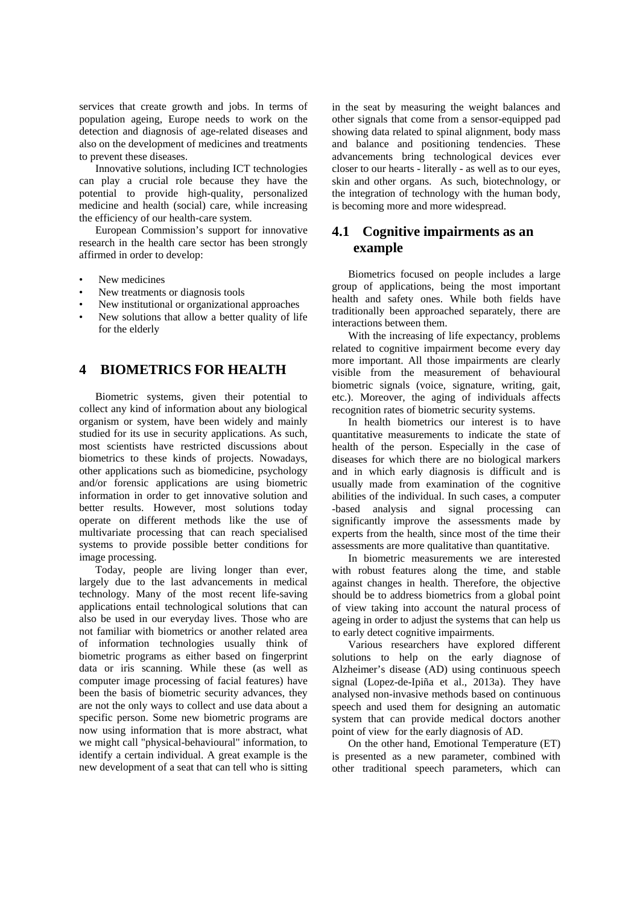services that create growth and jobs. In terms of population ageing, Europe needs to work on the detection and diagnosis of age-related diseases and also on the development of medicines and treatments to prevent these diseases.

Innovative solutions, including ICT technologies can play a crucial role because they have the potential to provide high-quality, personalized medicine and health (social) care, while increasing the efficiency of our health-care system.

European Commission's support for innovative research in the health care sector has been strongly affirmed in order to develop:

- New medicines
- New treatments or diagnosis tools
- New institutional or organizational approaches
- New solutions that allow a better quality of life for the elderly

# 4 BIOMETRICS FOR HEALTH

Biometric systems, given their potential to collect any kind of information about any biological organism or system, have been widely and mainly studied for its use in security applications. As such, most scientists have restricted discussions about biometrics to these kinds of projects. Nowadays, other applications such as biomedicine, psychology and/or forensic applications are using biometric information in order to get innovative solution and better results. However, most solutions today operate on different methods like the use of multivariate processing that can reach specialised systems to provide possible better conditions for image processing.

Today, people are living longer than ever, largely due to the last advancements in medical technology. Many of the most recent life-saving applications entail technological solutions that can also be used in our everyday lives. Those who are not familiar with biometrics or another related area of information technologies usually think of biometric programs as either based on fingerprint data or iris scanning. While these (as well as computer image processing of facial features) have been the basis of biometric security advances, they are not the only ways to collect and use data about a specific person. Some new biometric programs are now using information that is more abstract, what we might call "physical-behavioural" information, to identify a certain individual. A great example is the new development of a seat that can tell who is sitting in the seat by measuring the weight balances and other signals that come from a sensor-equipped pad showing data related to spinal alignment, body mass and balance and positioning tendencies. These advancements bring technological devices ever closer to our hearts - literally - as well as to our eyes, skin and other organs. As such, biotechnology, or the integration of technology with the human body, is becoming more and more widespread.

## 4.1 Cognitive impairments as an example

Biometrics focused on people includes a large group of applications, being the most important health and safety ones. While both fields have traditionally been approached separately, there are interactions between them.

With the increasing of life expectancy, problems related to cognitive impairment become every day more important. All those impairments are clearly visible from the measurement of behavioural biometric signals (voice, signature, writing, gait, etc.). Moreover, the aging of individuals affects recognition rates of biometric security systems.

In health biometrics our interest is to have quantitative measurements to indicate the state of health of the person. Especially in the case of diseases for which there are no biological markers and in which early diagnosis is difficult and is usually made from examination of the cognitive abilities of the individual. In such cases, a computer -based analysis and signal processing can significantly improve the assessments made by experts from the health, since most of the time their assessments are more qualitative than quantitative.

In biometric measurements we are interested with robust features along the time, and stable against changes in health. Therefore, the objective should be to address biometrics from a global point of view taking into account the natural process of ageing in order to adjust the systems that can help us to early detect cognitive impairments.

Various researchers have explored different solutions to help on the early diagnose of Alzheimer's disease (AD) using continuous speech signal (Lopez-de-Ipiña et al., 2013a). They have analysed non-invasive methods based on continuous speech and used them for designing an automatic system that can provide medical doctors another point of view for the early diagnosis of AD.

On the other hand, Emotional Temperature (ET) is presented as a new parameter, combined with other traditional speech parameters, which can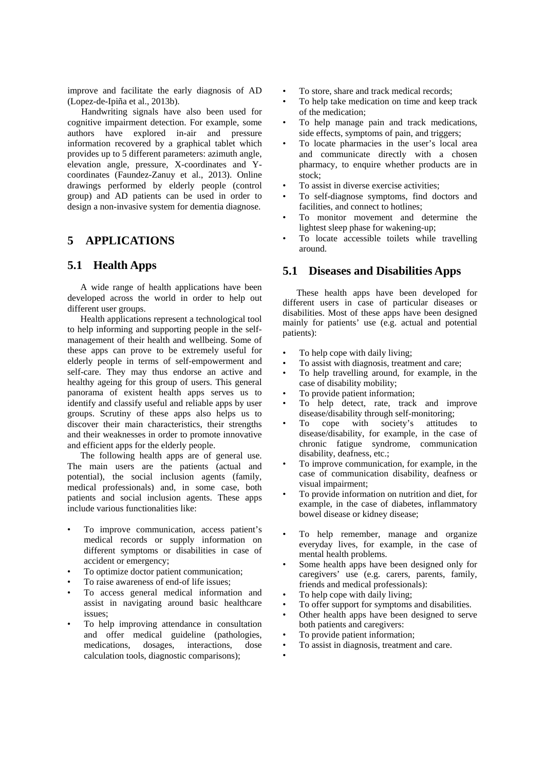improve and facilitate the early diagnosis of AD (Lopez-de-Ipiña et al., 2013b).

Handwriting signals have also been used for cognitive impairment detection. For example, some authors have explored in-air and pressure information recovered by a graphical tablet which provides up to 5 different parameters: azimuth angle, elevation angle, pressure, X-coordinates and Y-coordinates (Faundez-Zanuy et al., 2013). Online drawings performed by elderly people (control group) and AD patients can be used in order to design a non-invasive system for dementia diagnose.

# 5 APPLICATIONS

## 5.1 Health Apps

A wide range of health applications have been developed across the world in order to help out different user groups.

Health applications represent a technological tool to help informing and supporting people in the self-management of their health and wellbeing. Some of these apps can prove to be extremely useful for elderly people in terms of self-empowerment and self-care. They may thus endorse an active and healthy ageing for this group of users. This general panorama of existent health apps serves us to identify and classify useful and reliable apps by user groups. Scrutiny of these apps also helps us to discover their main characteristics, their strengths and their weaknesses in order to promote innovative and efficient apps for the elderly people.

The following health apps are of general use. The main users are the patients (actual and potential), the social inclusion agents (family, medical professionals) and, in some case, both patients and social inclusion agents. These apps include various functionalities like:

- To improve communication, access patient's medical records or supply information on different symptoms or disabilities in case of accident or emergency;
- To optimize doctor patient communication;
- To raise awareness of end-of life issues;
- To access general medical information and assist in navigating around basic healthcare issues;
- To help improving attendance in consultation and offer medical guideline (pathologies, medications, dosages, interactions, dose calculation tools, diagnostic comparisons);
- To store, share and track medical records;
- To help take medication on time and keep track of the medication;
- To help manage pain and track medications, side effects, symptoms of pain, and triggers;
- To locate pharmacies in the user's local area and communicate directly with a chosen pharmacy, to enquire whether products are in stock;
- To assist in diverse exercise activities;
- To self-diagnose symptoms, find doctors and facilities, and connect to hotlines;
- To monitor movement and determine the lightest sleep phase for wakening-up;
- To locate accessible toilets while travelling around.

## 5.1 Diseases and Disabilities Apps

These health apps have been developed for different users in case of particular diseases or disabilities. Most of these apps have been designed mainly for patients' use (e.g. actual and potential patients):

- To help cope with daily living;
- To assist with diagnosis, treatment and care;
- To help travelling around, for example, in the case of disability mobility;
- To provide patient information;
- To help detect, rate, track and improve disease/disability through self-monitoring;
- To cope with society's attitudes to disease/disability, for example, in the case of chronic fatigue syndrome, communication disability, deafness, etc.;
- To improve communication, for example, in the case of communication disability, deafness or visual impairment;
- To provide information on nutrition and diet, for example, in the case of diabetes, inflammatory bowel disease or kidney disease;
- To help remember, manage and organize everyday lives, for example, in the case of mental health problems.
- Some health apps have been designed only for caregivers' use (e.g. carers, parents, family, friends and medical professionals):
- To help cope with daily living;
- To offer support for symptoms and disabilities.
- Other health apps have been designed to serve both patients and caregivers:
- To provide patient information;
- To assist in diagnosis, treatment and care.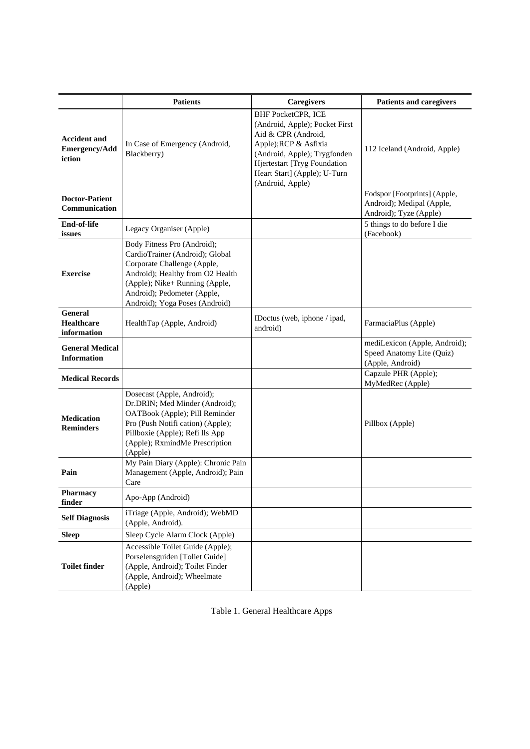| | Patients | Caregivers | Patients and caregivers |
|---|---|---|---|
| **Accident and Emergency/Addiction** | In Case of Emergency (Android, Blackberry) | BHF PocketCPR, ICE (Android, Apple); Pocket First Aid & CPR (Android, Apple);RCP & Asfixia (Android, Apple); Trygfonden Hjertestart [Tryg Foundation Heart Start] (Apple); U-Turn (Android, Apple) | 112 Iceland (Android, Apple) |
| **Doctor-Patient Communication** | | | Fodspor [Footprints] (Apple, Android); Medipal (Apple, Android); Tyze (Apple) |
| **End-of-life issues** | Legacy Organiser (Apple) | | 5 things to do before I die (Facebook) |
| **Exercise** | Body Fitness Pro (Android); CardioTrainer (Android); Global Corporate Challenge (Apple, Android); Healthy from O2 Health (Apple); Nike+ Running (Apple, Android); Pedometer (Apple, Android); Yoga Poses (Android) | | |
| **General Healthcare information** | HealthTap (Apple, Android) | IDoctus (web, iphone / ipad, android) | FarmaciaPlus (Apple) |
| **General Medical Information** | | | mediLexicon (Apple, Android); Speed Anatomy Lite (Quiz) (Apple, Android) |
| **Medical Records** | | | Capzule PHR (Apple); MyMedRec (Apple) |
| **Medication Reminders** | Dosecast (Apple, Android); Dr.DRIN; Med Minder (Android); OATBook (Apple); Pill Reminder Pro (Push Notifi cation) (Apple); Pillboxie (Apple); Refi lls App (Apple); RxmindMe Prescription (Apple) | | Pillbox (Apple) |
| **Pain** | My Pain Diary (Apple): Chronic Pain Management (Apple, Android); Pain Care | | |
| **Pharmacy finder** | Apo-App (Android) | | |
| **Self Diagnosis** | iTriage (Apple, Android); WebMD (Apple, Android). | | |
| **Sleep** | Sleep Cycle Alarm Clock (Apple) | | |
| **Toilet finder** | Accessible Toilet Guide (Apple); Porselensguiden [Toliet Guide] (Apple, Android); Toilet Finder (Apple, Android); Wheelmate (Apple) | | |

Table 1. General Healthcare Apps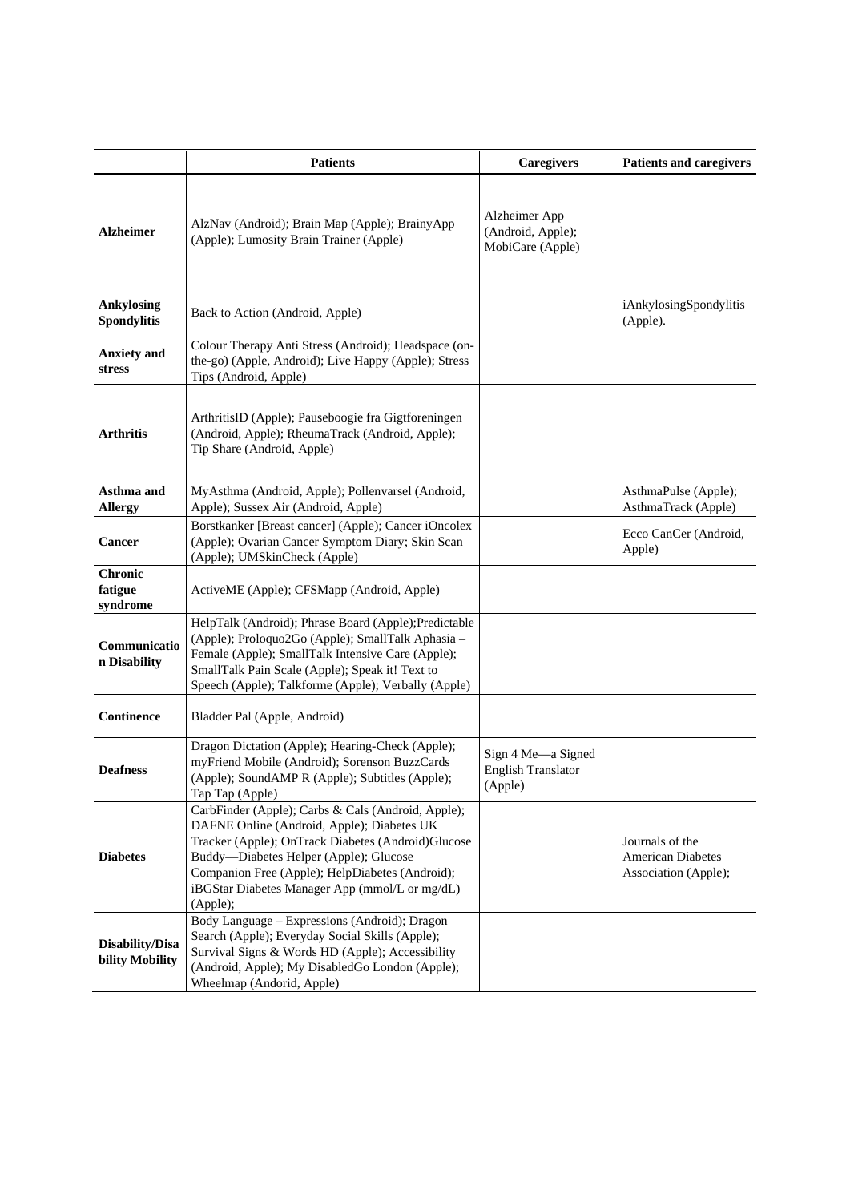|  | **Patients** | **Caregivers** | **Patients and caregivers** |
|---|---|---|---|
| **Alzheimer** | AlzNav (Android); Brain Map (Apple); BrainyApp (Apple); Lumosity Brain Trainer (Apple) | Alzheimer App (Android, Apple); MobiCare (Apple) |  |
| **Ankylosing Spondylitis** | Back to Action (Android, Apple) |  | iAnkylosingSpondylitis (Apple). |
| **Anxiety and stress** | Colour Therapy Anti Stress (Android); Headspace (on-the-go) (Apple, Android); Live Happy (Apple); Stress Tips (Android, Apple) |  |  |
| **Arthritis** | ArthritisID (Apple); Pauseboogie fra Gigtforeningen (Android, Apple); RheumaTrack (Android, Apple); Tip Share (Android, Apple) |  |  |
| **Asthma and Allergy** | MyAsthma (Android, Apple); Pollenvarsel (Android, Apple); Sussex Air (Android, Apple) |  | AsthmaPulse (Apple); AsthmaTrack (Apple) |
| **Cancer** | Borstkanker [Breast cancer] (Apple); Cancer iOncolex (Apple); Ovarian Cancer Symptom Diary; Skin Scan (Apple); UMSkinCheck (Apple) |  | Ecco CanCer (Android, Apple) |
| **Chronic fatigue syndrome** | ActiveME (Apple); CFSMapp (Android, Apple) |  |  |
| **Communication Disability** | HelpTalk (Android); Phrase Board (Apple);Predictable (Apple); Proloquo2Go (Apple); SmallTalk Aphasia – Female (Apple); SmallTalk Intensive Care (Apple); SmallTalk Pain Scale (Apple); Speak it! Text to Speech (Apple); Talkforme (Apple); Verbally (Apple) |  |  |
| **Continence** | Bladder Pal (Apple, Android) |  |  |
| **Deafness** | Dragon Dictation (Apple); Hearing-Check (Apple); myFriend Mobile (Android); Sorenson BuzzCards (Apple); SoundAMP R (Apple); Subtitles (Apple); Tap Tap (Apple) | Sign 4 Me—a Signed English Translator (Apple) |  |
| **Diabetes** | CarbFinder (Apple); Carbs & Cals (Android, Apple); DAFNE Online (Android, Apple); Diabetes UK Tracker (Apple); OnTrack Diabetes (Android)Glucose Buddy—Diabetes Helper (Apple); Glucose Companion Free (Apple); HelpDiabetes (Android); iBGStar Diabetes Manager App (mmol/L or mg/dL) (Apple); |  | Journals of the American Diabetes Association (Apple); |
| **Disability/Disability Mobility** | Body Language – Expressions (Android); Dragon Search (Apple); Everyday Social Skills (Apple); Survival Signs & Words HD (Apple); Accessibility (Android, Apple); My DisabledGo London (Apple); Wheelmap (Andorid, Apple) |  |  |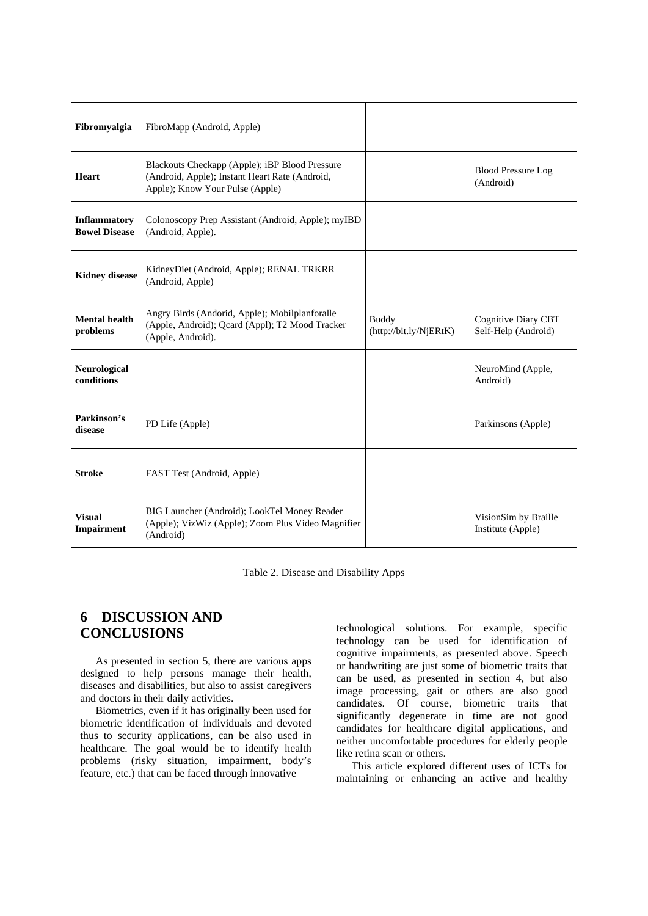| | | | |
|---|---|---|---|
| **Fibromyalgia** | FibroMapp (Android, Apple) | | |
| **Heart** | Blackouts Checkapp (Apple); iBP Blood Pressure (Android, Apple); Instant Heart Rate (Android, Apple); Know Your Pulse (Apple) | | Blood Pressure Log (Android) |
| **Inflammatory Bowel Disease** | Colonoscopy Prep Assistant (Android, Apple); myIBD (Android, Apple). | | |
| **Kidney disease** | KidneyDiet (Android, Apple); RENAL TRKRR (Android, Apple) | | |
| **Mental health problems** | Angry Birds (Andorid, Apple); Mobilplanforalle (Apple, Android); Qcard (Appl); T2 Mood Tracker (Apple, Android). | Buddy (http://bit.ly/NjERtK) | Cognitive Diary CBT Self-Help (Android) |
| **Neurological conditions** | | | NeuroMind (Apple, Android) |
| **Parkinson's disease** | PD Life (Apple) | | Parkinsons (Apple) |
| **Stroke** | FAST Test (Android, Apple) | | |
| **Visual Impairment** | BIG Launcher (Android); LookTel Money Reader (Apple); VizWiz (Apple); Zoom Plus Video Magnifier (Android) | | VisionSim by Braille Institute (Apple) |

Table 2. Disease and Disability Apps

## 6 DISCUSSION AND CONCLUSIONS

As presented in section 5, there are various apps designed to help persons manage their health, diseases and disabilities, but also to assist caregivers and doctors in their daily activities.

Biometrics, even if it has originally been used for biometric identification of individuals and devoted thus to security applications, can be also used in healthcare. The goal would be to identify health problems (risky situation, impairment, body's feature, etc.) that can be faced through innovative technological solutions. For example, specific technology can be used for identification of cognitive impairments, as presented above. Speech or handwriting are just some of biometric traits that can be used, as presented in section 4, but also image processing, gait or others are also good candidates. Of course, biometric traits that significantly degenerate in time are not good candidates for healthcare digital applications, and neither uncomfortable procedures for elderly people like retina scan or others.

This article explored different uses of ICTs for maintaining or enhancing an active and healthy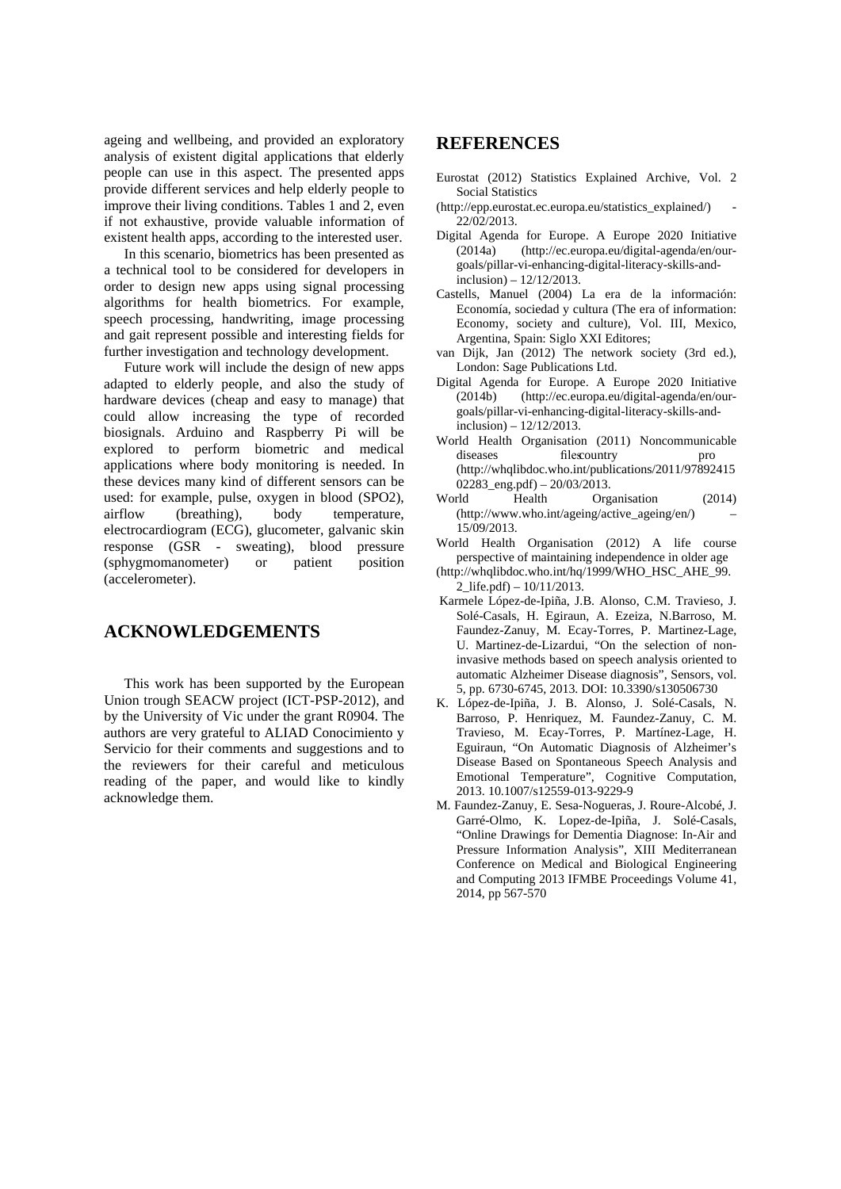ageing and wellbeing, and provided an exploratory analysis of existent digital applications that elderly people can use in this aspect. The presented apps provide different services and help elderly people to improve their living conditions. Tables 1 and 2, even if not exhaustive, provide valuable information of existent health apps, according to the interested user.

In this scenario, biometrics has been presented as a technical tool to be considered for developers in order to design new apps using signal processing algorithms for health biometrics. For example, speech processing, handwriting, image processing and gait represent possible and interesting fields for further investigation and technology development.

Future work will include the design of new apps adapted to elderly people, and also the study of hardware devices (cheap and easy to manage) that could allow increasing the type of recorded biosignals. Arduino and Raspberry Pi will be explored to perform biometric and medical applications where body monitoring is needed. In these devices many kind of different sensors can be used: for example, pulse, oxygen in blood (SPO2), airflow (breathing), body temperature, electrocardiogram (ECG), glucometer, galvanic skin response (GSR - sweating), blood pressure (sphygmomanometer) or patient position (accelerometer).

## ACKNOWLEDGEMENTS

This work has been supported by the European Union trough SEACW project (ICT-PSP-2012), and by the University of Vic under the grant R0904. The authors are very grateful to ALIAD Conocimiento y Servicio for their comments and suggestions and to the reviewers for their careful and meticulous reading of the paper, and would like to kindly acknowledge them.

## REFERENCES

Eurostat (2012) Statistics Explained Archive, Vol. 2 Social Statistics (http://epp.eurostat.ec.europa.eu/statistics_explained/) - 22/02/2013.

Digital Agenda for Europe. A Europe 2020 Initiative (2014a) (http://ec.europa.eu/digital-agenda/en/our-goals/pillar-vi-enhancing-digital-literacy-skills-and-inclusion) – 12/12/2013.

Castells, Manuel (2004) La era de la información: Economía, sociedad y cultura (The era of information: Economy, society and culture), Vol. III, Mexico, Argentina, Spain: Siglo XXI Editores;

van Dijk, Jan (2012) The network society (3rd ed.), London: Sage Publications Ltd.

Digital Agenda for Europe. A Europe 2020 Initiative (2014b) (http://ec.europa.eu/digital-agenda/en/our-goals/pillar-vi-enhancing-digital-literacy-skills-and-inclusion) – 12/12/2013.

World Health Organisation (2011) Noncommunicable diseases filescountry pro (http://whqlibdoc.who.int/publications/2011/9789241502283_eng.pdf) – 20/03/2013.

World Health Organisation (2014) (http://www.who.int/ageing/active_ageing/en/) – 15/09/2013.

World Health Organisation (2012) A life course perspective of maintaining independence in older age (http://whqlibdoc.who.int/hq/1999/WHO_HSC_AHE_99.2_life.pdf) – 10/11/2013.

Karmele López-de-Ipiña, J.B. Alonso, C.M. Travieso, J. Solé-Casals, H. Egiraun, A. Ezeiza, N.Barroso, M. Faundez-Zanuy, M. Ecay-Torres, P. Martinez-Lage, U. Martinez-de-Lizardui, "On the selection of non-invasive methods based on speech analysis oriented to automatic Alzheimer Disease diagnosis", Sensors, vol. 5, pp. 6730-6745, 2013. DOI: 10.3390/s130506730

K. López-de-Ipiña, J. B. Alonso, J. Solé-Casals, N. Barroso, P. Henriquez, M. Faundez-Zanuy, C. M. Travieso, M. Ecay-Torres, P. Martínez-Lage, H. Eguiraun, "On Automatic Diagnosis of Alzheimer's Disease Based on Spontaneous Speech Analysis and Emotional Temperature", Cognitive Computation, 2013. 10.1007/s12559-013-9229-9

M. Faundez-Zanuy, E. Sesa-Nogueras, J. Roure-Alcobé, J. Garré-Olmo, K. Lopez-de-Ipiña, J. Solé-Casals, "Online Drawings for Dementia Diagnose: In-Air and Pressure Information Analysis", XIII Mediterranean Conference on Medical and Biological Engineering and Computing 2013 IFMBE Proceedings Volume 41, 2014, pp 567-570